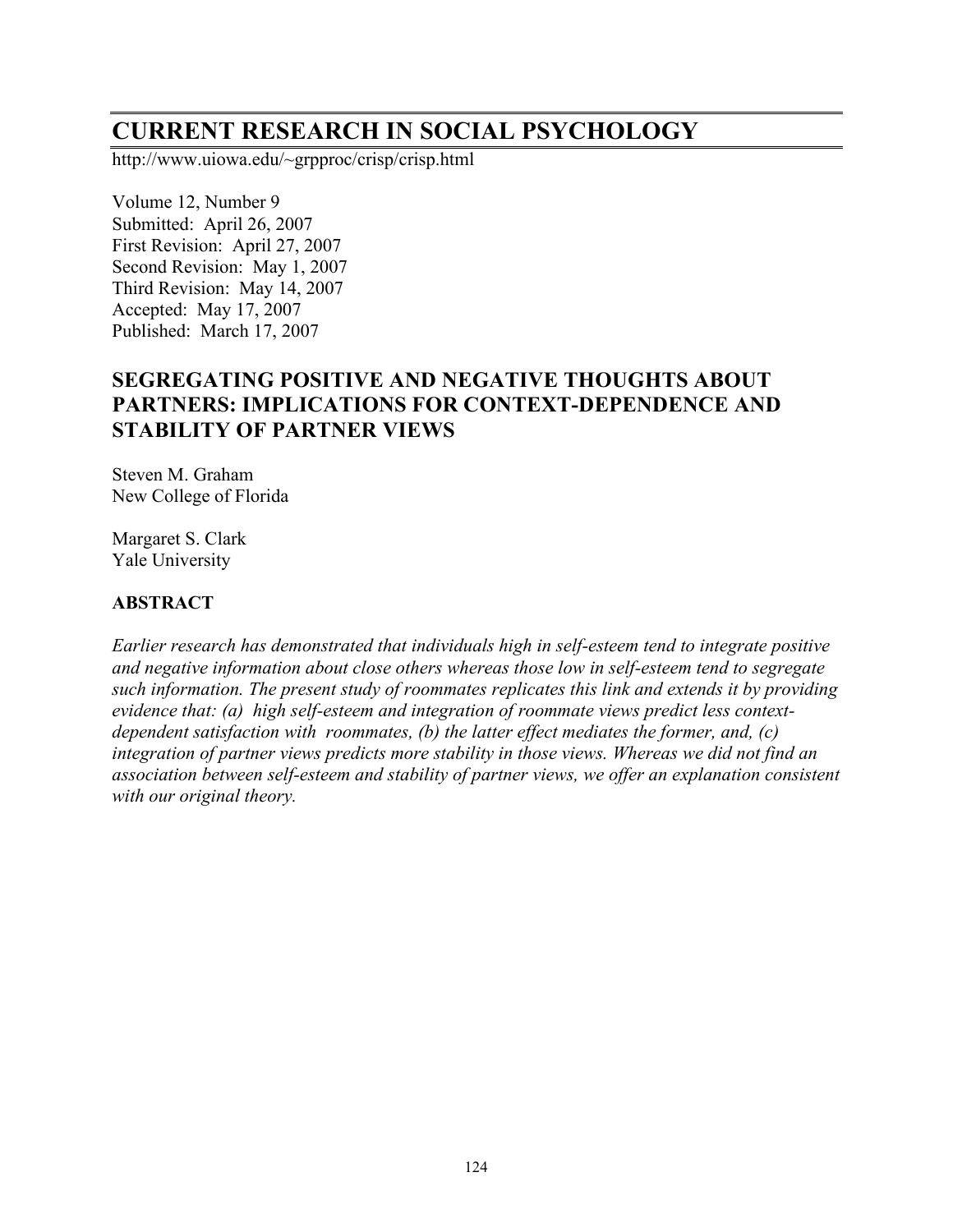# CURRENT RESEARCH IN SOCIAL PSYCHOLOGY

http://www.uiowa.edu/~grpproc/crisp/crisp.html

Volume 12, Number 9
Submitted: April 26, 2007
First Revision: April 27, 2007
Second Revision: May 1, 2007
Third Revision: May 14, 2007
Accepted: May 17, 2007
Published: March 17, 2007

## SEGREGATING POSITIVE AND NEGATIVE THOUGHTS ABOUT PARTNERS: IMPLICATIONS FOR CONTEXT-DEPENDENCE AND STABILITY OF PARTNER VIEWS

Steven M. Graham
New College of Florida

Margaret S. Clark
Yale University

### ABSTRACT

*Earlier research has demonstrated that individuals high in self-esteem tend to integrate positive and negative information about close others whereas those low in self-esteem tend to segregate such information. The present study of roommates replicates this link and extends it by providing evidence that: (a) high self-esteem and integration of roommate views predict less context-dependent satisfaction with roommates, (b) the latter effect mediates the former, and, (c) integration of partner views predicts more stability in those views. Whereas we did not find an association between self-esteem and stability of partner views, we offer an explanation consistent with our original theory.*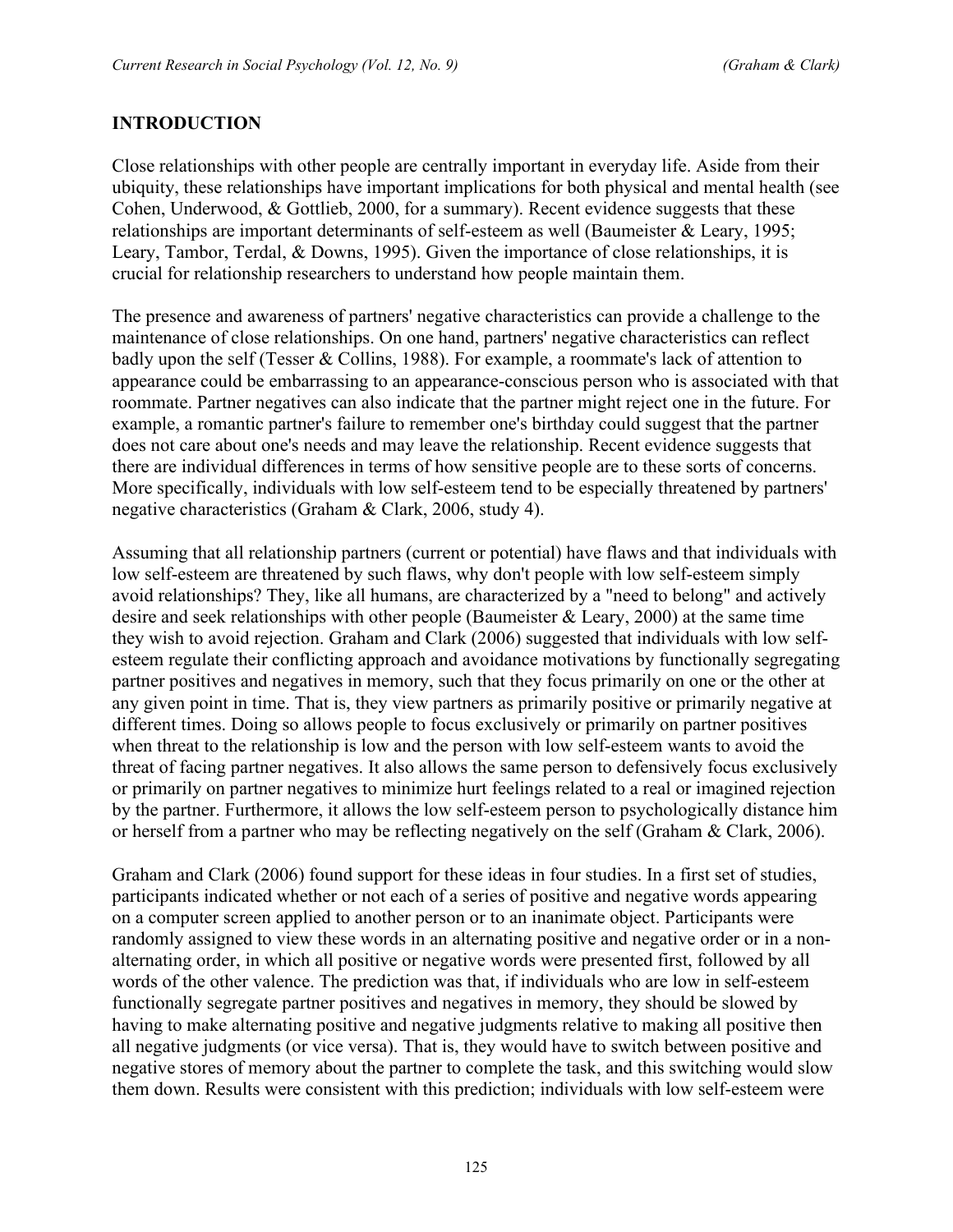## INTRODUCTION

Close relationships with other people are centrally important in everyday life. Aside from their ubiquity, these relationships have important implications for both physical and mental health (see Cohen, Underwood, & Gottlieb, 2000, for a summary). Recent evidence suggests that these relationships are important determinants of self-esteem as well (Baumeister & Leary, 1995; Leary, Tambor, Terdal, & Downs, 1995). Given the importance of close relationships, it is crucial for relationship researchers to understand how people maintain them.

The presence and awareness of partners' negative characteristics can provide a challenge to the maintenance of close relationships. On one hand, partners' negative characteristics can reflect badly upon the self (Tesser & Collins, 1988). For example, a roommate's lack of attention to appearance could be embarrassing to an appearance-conscious person who is associated with that roommate. Partner negatives can also indicate that the partner might reject one in the future. For example, a romantic partner's failure to remember one's birthday could suggest that the partner does not care about one's needs and may leave the relationship. Recent evidence suggests that there are individual differences in terms of how sensitive people are to these sorts of concerns. More specifically, individuals with low self-esteem tend to be especially threatened by partners' negative characteristics (Graham & Clark, 2006, study 4).

Assuming that all relationship partners (current or potential) have flaws and that individuals with low self-esteem are threatened by such flaws, why don't people with low self-esteem simply avoid relationships? They, like all humans, are characterized by a "need to belong" and actively desire and seek relationships with other people (Baumeister & Leary, 2000) at the same time they wish to avoid rejection. Graham and Clark (2006) suggested that individuals with low self-esteem regulate their conflicting approach and avoidance motivations by functionally segregating partner positives and negatives in memory, such that they focus primarily on one or the other at any given point in time. That is, they view partners as primarily positive or primarily negative at different times. Doing so allows people to focus exclusively or primarily on partner positives when threat to the relationship is low and the person with low self-esteem wants to avoid the threat of facing partner negatives. It also allows the same person to defensively focus exclusively or primarily on partner negatives to minimize hurt feelings related to a real or imagined rejection by the partner. Furthermore, it allows the low self-esteem person to psychologically distance him or herself from a partner who may be reflecting negatively on the self (Graham & Clark, 2006).

Graham and Clark (2006) found support for these ideas in four studies. In a first set of studies, participants indicated whether or not each of a series of positive and negative words appearing on a computer screen applied to another person or to an inanimate object. Participants were randomly assigned to view these words in an alternating positive and negative order or in a non-alternating order, in which all positive or negative words were presented first, followed by all words of the other valence. The prediction was that, if individuals who are low in self-esteem functionally segregate partner positives and negatives in memory, they should be slowed by having to make alternating positive and negative judgments relative to making all positive then all negative judgments (or vice versa). That is, they would have to switch between positive and negative stores of memory about the partner to complete the task, and this switching would slow them down. Results were consistent with this prediction; individuals with low self-esteem were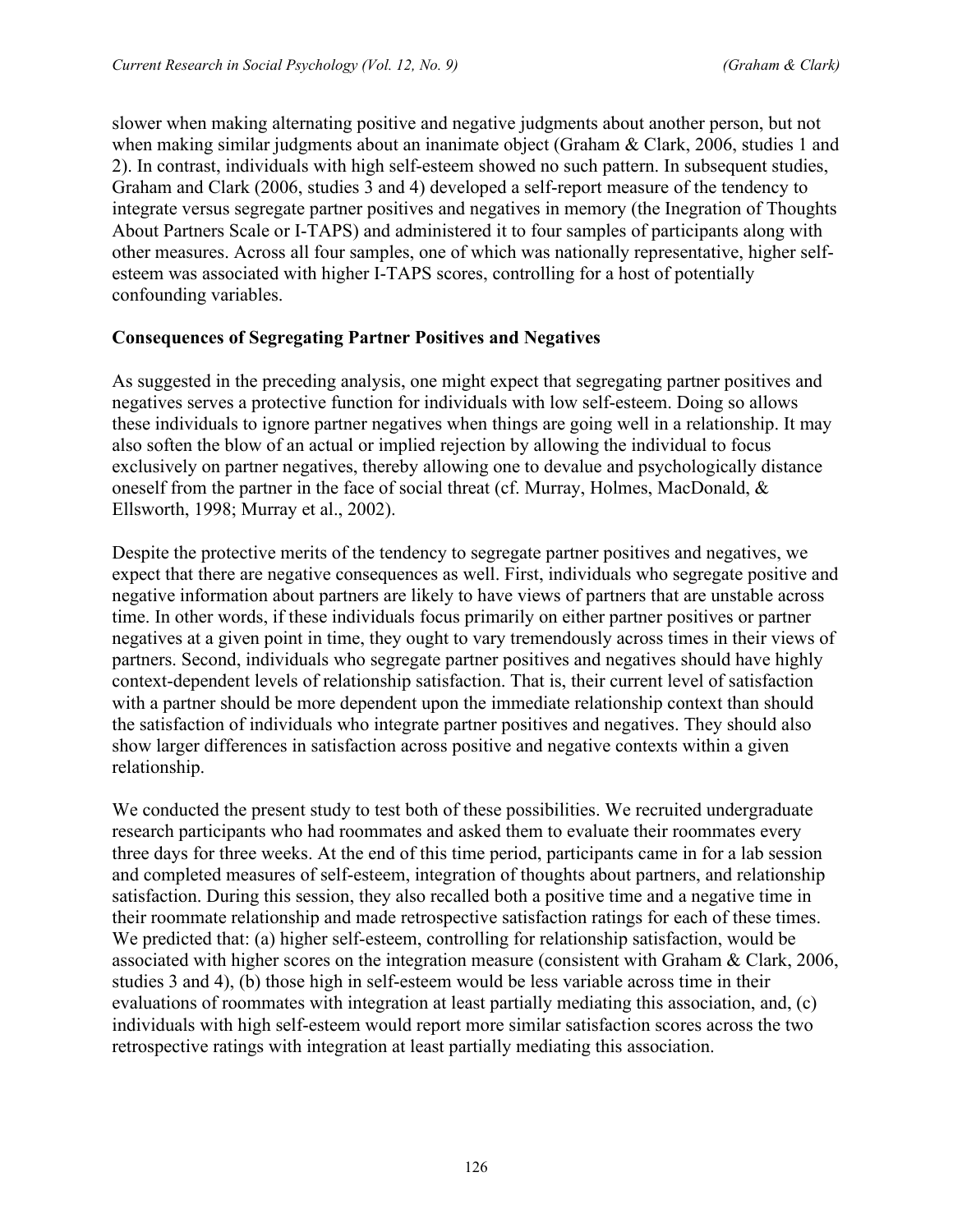slower when making alternating positive and negative judgments about another person, but not when making similar judgments about an inanimate object (Graham & Clark, 2006, studies 1 and 2). In contrast, individuals with high self-esteem showed no such pattern. In subsequent studies, Graham and Clark (2006, studies 3 and 4) developed a self-report measure of the tendency to integrate versus segregate partner positives and negatives in memory (the Inegration of Thoughts About Partners Scale or I-TAPS) and administered it to four samples of participants along with other measures. Across all four samples, one of which was nationally representative, higher self-esteem was associated with higher I-TAPS scores, controlling for a host of potentially confounding variables.

## Consequences of Segregating Partner Positives and Negatives

As suggested in the preceding analysis, one might expect that segregating partner positives and negatives serves a protective function for individuals with low self-esteem. Doing so allows these individuals to ignore partner negatives when things are going well in a relationship. It may also soften the blow of an actual or implied rejection by allowing the individual to focus exclusively on partner negatives, thereby allowing one to devalue and psychologically distance oneself from the partner in the face of social threat (cf. Murray, Holmes, MacDonald, & Ellsworth, 1998; Murray et al., 2002).

Despite the protective merits of the tendency to segregate partner positives and negatives, we expect that there are negative consequences as well. First, individuals who segregate positive and negative information about partners are likely to have views of partners that are unstable across time. In other words, if these individuals focus primarily on either partner positives or partner negatives at a given point in time, they ought to vary tremendously across times in their views of partners. Second, individuals who segregate partner positives and negatives should have highly context-dependent levels of relationship satisfaction. That is, their current level of satisfaction with a partner should be more dependent upon the immediate relationship context than should the satisfaction of individuals who integrate partner positives and negatives. They should also show larger differences in satisfaction across positive and negative contexts within a given relationship.

We conducted the present study to test both of these possibilities. We recruited undergraduate research participants who had roommates and asked them to evaluate their roommates every three days for three weeks. At the end of this time period, participants came in for a lab session and completed measures of self-esteem, integration of thoughts about partners, and relationship satisfaction. During this session, they also recalled both a positive time and a negative time in their roommate relationship and made retrospective satisfaction ratings for each of these times. We predicted that: (a) higher self-esteem, controlling for relationship satisfaction, would be associated with higher scores on the integration measure (consistent with Graham & Clark, 2006, studies 3 and 4), (b) those high in self-esteem would be less variable across time in their evaluations of roommates with integration at least partially mediating this association, and, (c) individuals with high self-esteem would report more similar satisfaction scores across the two retrospective ratings with integration at least partially mediating this association.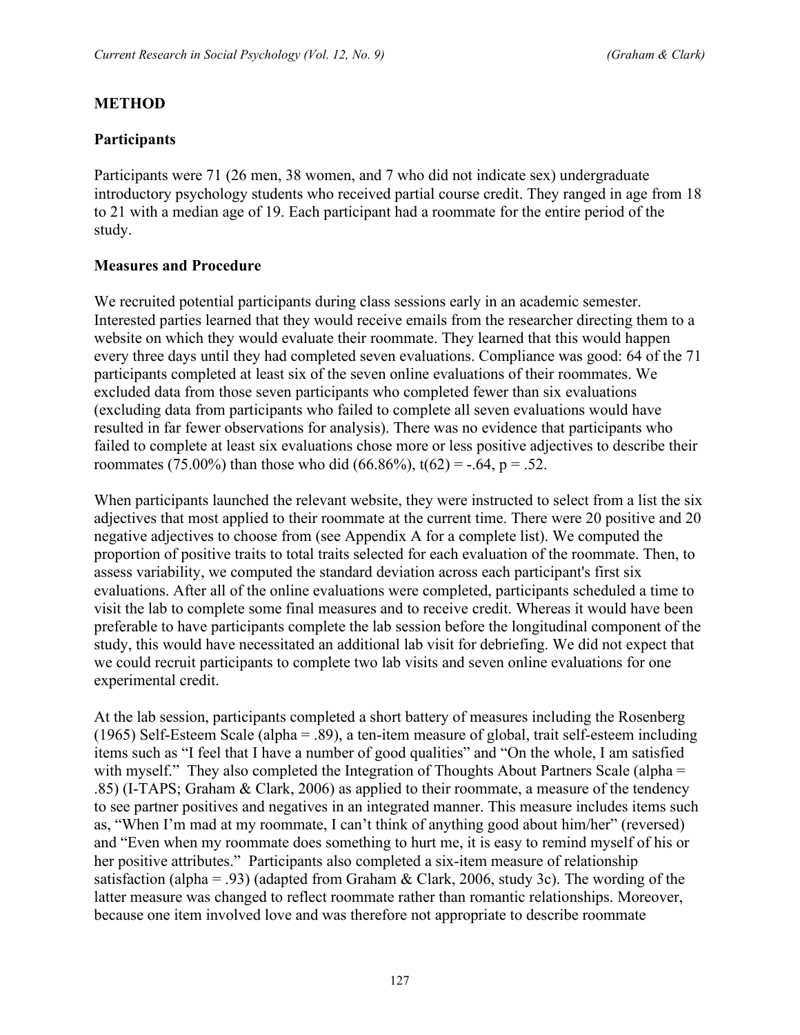## METHOD

### Participants

Participants were 71 (26 men, 38 women, and 7 who did not indicate sex) undergraduate introductory psychology students who received partial course credit. They ranged in age from 18 to 21 with a median age of 19. Each participant had a roommate for the entire period of the study.

### Measures and Procedure

We recruited potential participants during class sessions early in an academic semester. Interested parties learned that they would receive emails from the researcher directing them to a website on which they would evaluate their roommate. They learned that this would happen every three days until they had completed seven evaluations. Compliance was good: 64 of the 71 participants completed at least six of the seven online evaluations of their roommates. We excluded data from those seven participants who completed fewer than six evaluations (excluding data from participants who failed to complete all seven evaluations would have resulted in far fewer observations for analysis). There was no evidence that participants who failed to complete at least six evaluations chose more or less positive adjectives to describe their roommates (75.00%) than those who did (66.86%), $t(62) = -.64$, $p = .52$.

When participants launched the relevant website, they were instructed to select from a list the six adjectives that most applied to their roommate at the current time. There were 20 positive and 20 negative adjectives to choose from (see Appendix A for a complete list). We computed the proportion of positive traits to total traits selected for each evaluation of the roommate. Then, to assess variability, we computed the standard deviation across each participant's first six evaluations. After all of the online evaluations were completed, participants scheduled a time to visit the lab to complete some final measures and to receive credit. Whereas it would have been preferable to have participants complete the lab session before the longitudinal component of the study, this would have necessitated an additional lab visit for debriefing. We did not expect that we could recruit participants to complete two lab visits and seven online evaluations for one experimental credit.

At the lab session, participants completed a short battery of measures including the Rosenberg (1965) Self-Esteem Scale (alpha = .89), a ten-item measure of global, trait self-esteem including items such as "I feel that I have a number of good qualities" and "On the whole, I am satisfied with myself." They also completed the Integration of Thoughts About Partners Scale (alpha = .85) (I-TAPS; Graham & Clark, 2006) as applied to their roommate, a measure of the tendency to see partner positives and negatives in an integrated manner. This measure includes items such as, "When I'm mad at my roommate, I can't think of anything good about him/her" (reversed) and "Even when my roommate does something to hurt me, it is easy to remind myself of his or her positive attributes." Participants also completed a six-item measure of relationship satisfaction (alpha = .93) (adapted from Graham & Clark, 2006, study 3c). The wording of the latter measure was changed to reflect roommate rather than romantic relationships. Moreover, because one item involved love and was therefore not appropriate to describe roommate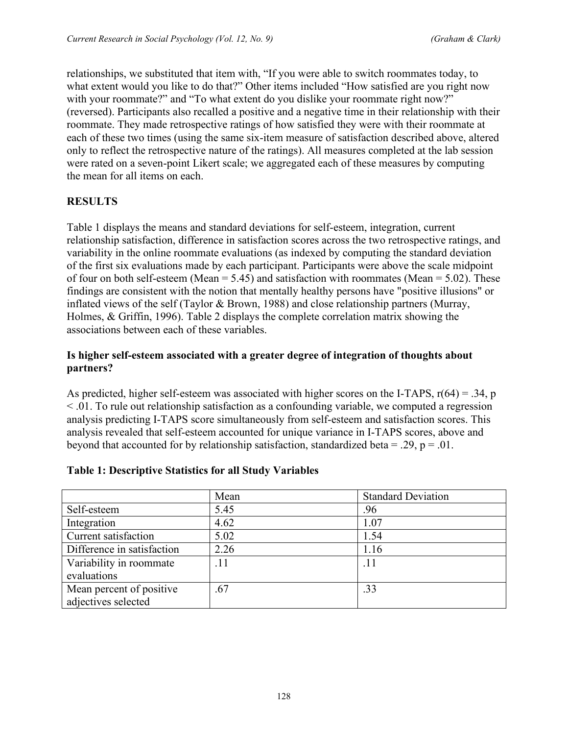relationships, we substituted that item with, “If you were able to switch roommates today, to what extent would you like to do that?” Other items included “How satisfied are you right now with your roommate?” and “To what extent do you dislike your roommate right now?” (reversed). Participants also recalled a positive and a negative time in their relationship with their roommate. They made retrospective ratings of how satisfied they were with their roommate at each of these two times (using the same six-item measure of satisfaction described above, altered only to reflect the retrospective nature of the ratings). All measures completed at the lab session were rated on a seven-point Likert scale; we aggregated each of these measures by computing the mean for all items on each.

## RESULTS

Table 1 displays the means and standard deviations for self-esteem, integration, current relationship satisfaction, difference in satisfaction scores across the two retrospective ratings, and variability in the online roommate evaluations (as indexed by computing the standard deviation of the first six evaluations made by each participant. Participants were above the scale midpoint of four on both self-esteem (Mean = 5.45) and satisfaction with roommates (Mean = 5.02). These findings are consistent with the notion that mentally healthy persons have "positive illusions" or inflated views of the self (Taylor & Brown, 1988) and close relationship partners (Murray, Holmes, & Griffin, 1996). Table 2 displays the complete correlation matrix showing the associations between each of these variables.

### Is higher self-esteem associated with a greater degree of integration of thoughts about partners?

As predicted, higher self-esteem was associated with higher scores on the I-TAPS, $r(64) = .34$, $p < .01$. To rule out relationship satisfaction as a confounding variable, we computed a regression analysis predicting I-TAPS score simultaneously from self-esteem and satisfaction scores. This analysis revealed that self-esteem accounted for unique variance in I-TAPS scores, above and beyond that accounted for by relationship satisfaction, standardized beta = .29, $p = .01$.

**Table 1: Descriptive Statistics for all Study Variables**

| | Mean | Standard Deviation |
|---|---|---|
| Self-esteem | 5.45 | .96 |
| Integration | 4.62 | 1.07 |
| Current satisfaction | 5.02 | 1.54 |
| Difference in satisfaction | 2.26 | 1.16 |
| Variability in roommate evaluations | .11 | .11 |
| Mean percent of positive adjectives selected | .67 | .33 |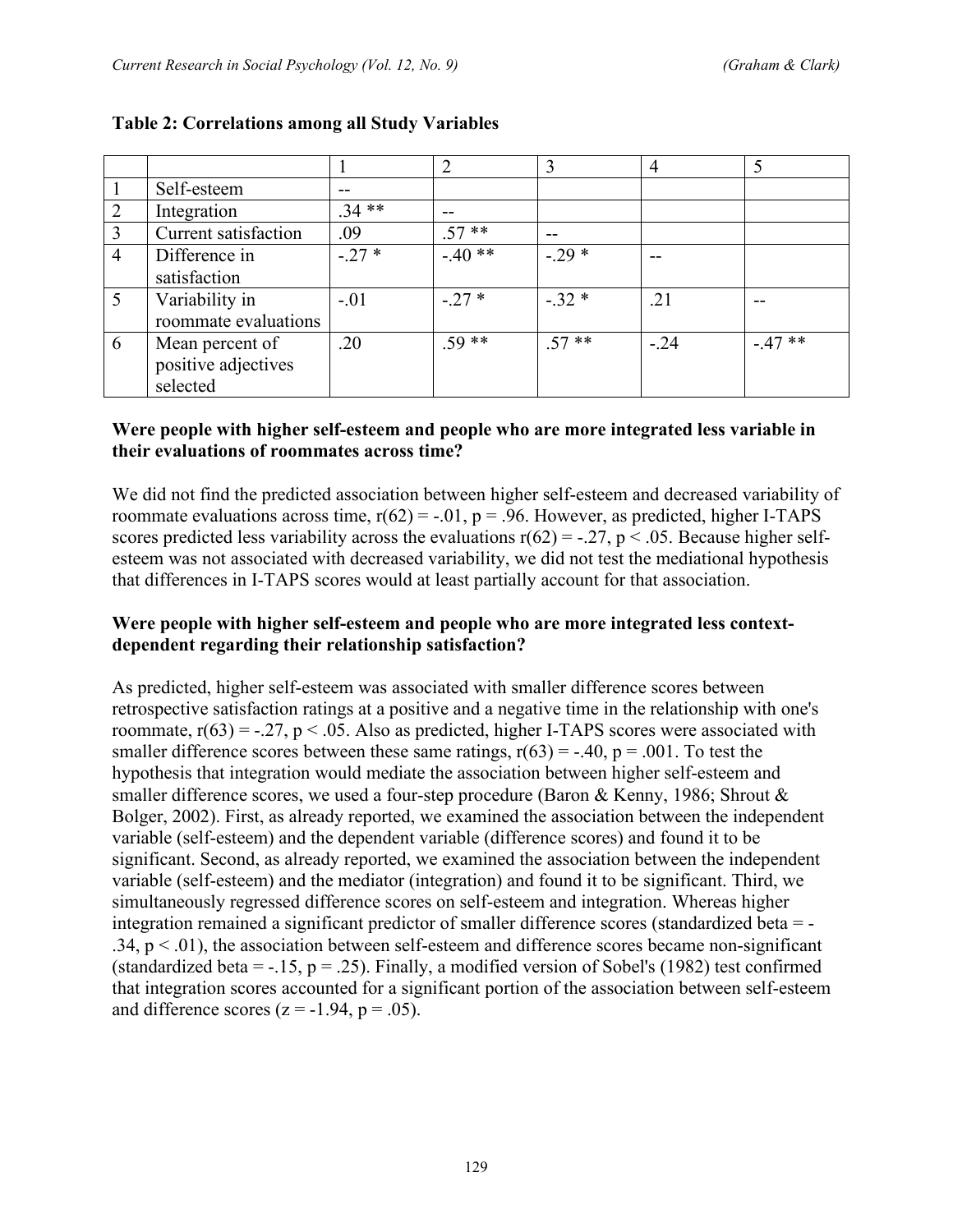**Table 2: Correlations among all Study Variables**

| | | 1 | 2 | 3 | 4 | 5 |
|---|---|---|---|---|---|---|
| 1 | Self-esteem | -- | | | | |
| 2 | Integration | .34 ** | -- | | | |
| 3 | Current satisfaction | .09 | .57 ** | -- | | |
| 4 | Difference in satisfaction | -.27 * | -.40 ** | -.29 * | -- | |
| 5 | Variability in roommate evaluations | -.01 | -.27 * | -.32 * | .21 | -- |
| 6 | Mean percent of positive adjectives selected | .20 | .59 ** | .57 ** | -.24 | -.47 ** |

### Were people with higher self-esteem and people who are more integrated less variable in their evaluations of roommates across time?

We did not find the predicted association between higher self-esteem and decreased variability of roommate evaluations across time, $r(62) = -.01$, $p = .96$. However, as predicted, higher I-TAPS scores predicted less variability across the evaluations $r(62) = -.27$, $p < .05$. Because higher self-esteem was not associated with decreased variability, we did not test the mediational hypothesis that differences in I-TAPS scores would at least partially account for that association.

### Were people with higher self-esteem and people who are more integrated less context-dependent regarding their relationship satisfaction?

As predicted, higher self-esteem was associated with smaller difference scores between retrospective satisfaction ratings at a positive and a negative time in the relationship with one's roommate, $r(63) = -.27$, $p < .05$. Also as predicted, higher I-TAPS scores were associated with smaller difference scores between these same ratings, $r(63) = -.40$, $p = .001$. To test the hypothesis that integration would mediate the association between higher self-esteem and smaller difference scores, we used a four-step procedure (Baron & Kenny, 1986; Shrout & Bolger, 2002). First, as already reported, we examined the association between the independent variable (self-esteem) and the dependent variable (difference scores) and found it to be significant. Second, as already reported, we examined the association between the independent variable (self-esteem) and the mediator (integration) and found it to be significant. Third, we simultaneously regressed difference scores on self-esteem and integration. Whereas higher integration remained a significant predictor of smaller difference scores (standardized beta = -.34, $p < .01$), the association between self-esteem and difference scores became non-significant (standardized beta = -.15, $p = .25$). Finally, a modified version of Sobel's (1982) test confirmed that integration scores accounted for a significant portion of the association between self-esteem and difference scores ($z = -1.94$, $p = .05$).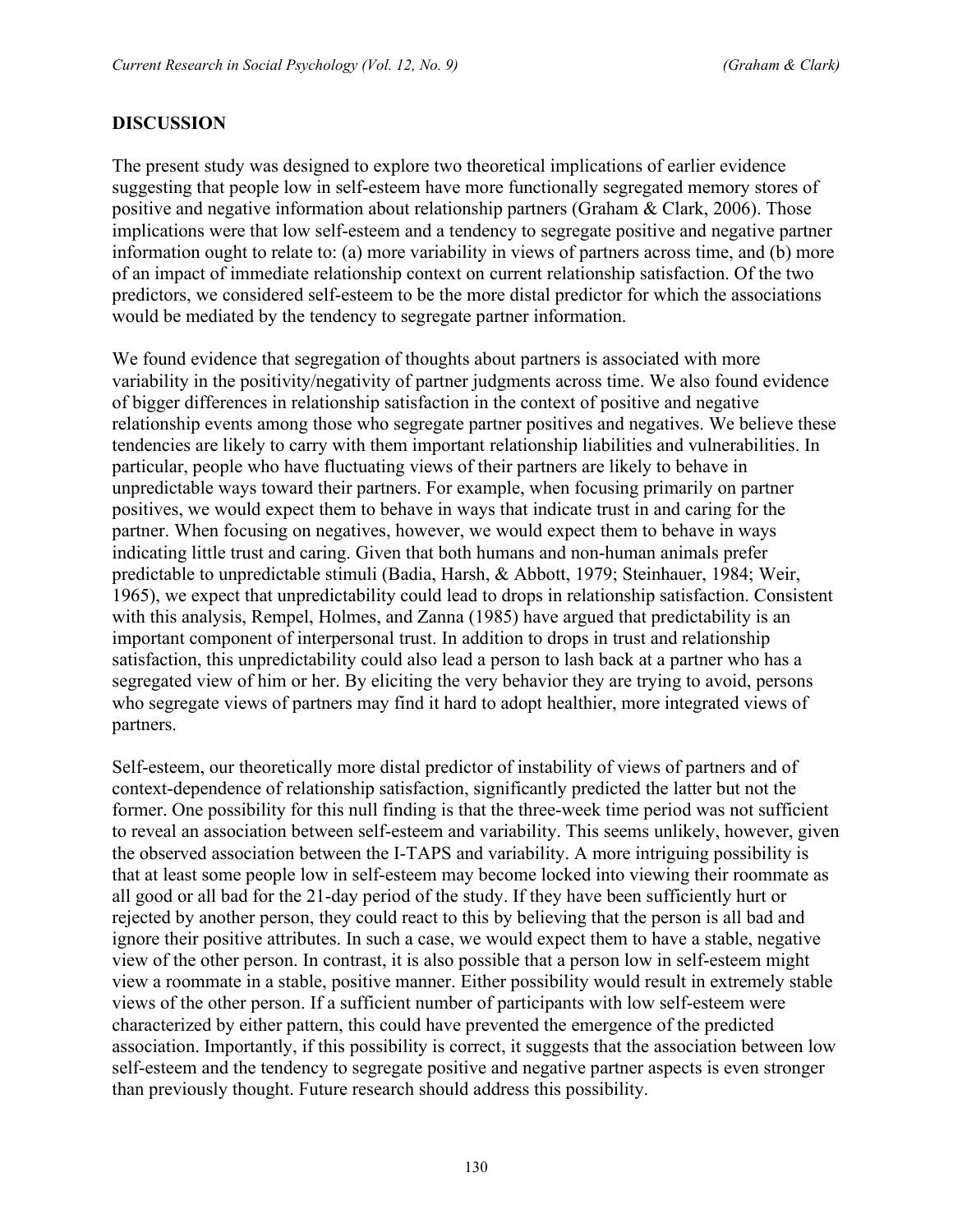## DISCUSSION

The present study was designed to explore two theoretical implications of earlier evidence suggesting that people low in self-esteem have more functionally segregated memory stores of positive and negative information about relationship partners (Graham & Clark, 2006). Those implications were that low self-esteem and a tendency to segregate positive and negative partner information ought to relate to: (a) more variability in views of partners across time, and (b) more of an impact of immediate relationship context on current relationship satisfaction. Of the two predictors, we considered self-esteem to be the more distal predictor for which the associations would be mediated by the tendency to segregate partner information.

We found evidence that segregation of thoughts about partners is associated with more variability in the positivity/negativity of partner judgments across time. We also found evidence of bigger differences in relationship satisfaction in the context of positive and negative relationship events among those who segregate partner positives and negatives. We believe these tendencies are likely to carry with them important relationship liabilities and vulnerabilities. In particular, people who have fluctuating views of their partners are likely to behave in unpredictable ways toward their partners. For example, when focusing primarily on partner positives, we would expect them to behave in ways that indicate trust in and caring for the partner. When focusing on negatives, however, we would expect them to behave in ways indicating little trust and caring. Given that both humans and non-human animals prefer predictable to unpredictable stimuli (Badia, Harsh, & Abbott, 1979; Steinhauer, 1984; Weir, 1965), we expect that unpredictability could lead to drops in relationship satisfaction. Consistent with this analysis, Rempel, Holmes, and Zanna (1985) have argued that predictability is an important component of interpersonal trust. In addition to drops in trust and relationship satisfaction, this unpredictability could also lead a person to lash back at a partner who has a segregated view of him or her. By eliciting the very behavior they are trying to avoid, persons who segregate views of partners may find it hard to adopt healthier, more integrated views of partners.

Self-esteem, our theoretically more distal predictor of instability of views of partners and of context-dependence of relationship satisfaction, significantly predicted the latter but not the former. One possibility for this null finding is that the three-week time period was not sufficient to reveal an association between self-esteem and variability. This seems unlikely, however, given the observed association between the I-TAPS and variability. A more intriguing possibility is that at least some people low in self-esteem may become locked into viewing their roommate as all good or all bad for the 21-day period of the study. If they have been sufficiently hurt or rejected by another person, they could react to this by believing that the person is all bad and ignore their positive attributes. In such a case, we would expect them to have a stable, negative view of the other person. In contrast, it is also possible that a person low in self-esteem might view a roommate in a stable, positive manner. Either possibility would result in extremely stable views of the other person. If a sufficient number of participants with low self-esteem were characterized by either pattern, this could have prevented the emergence of the predicted association. Importantly, if this possibility is correct, it suggests that the association between low self-esteem and the tendency to segregate positive and negative partner aspects is even stronger than previously thought. Future research should address this possibility.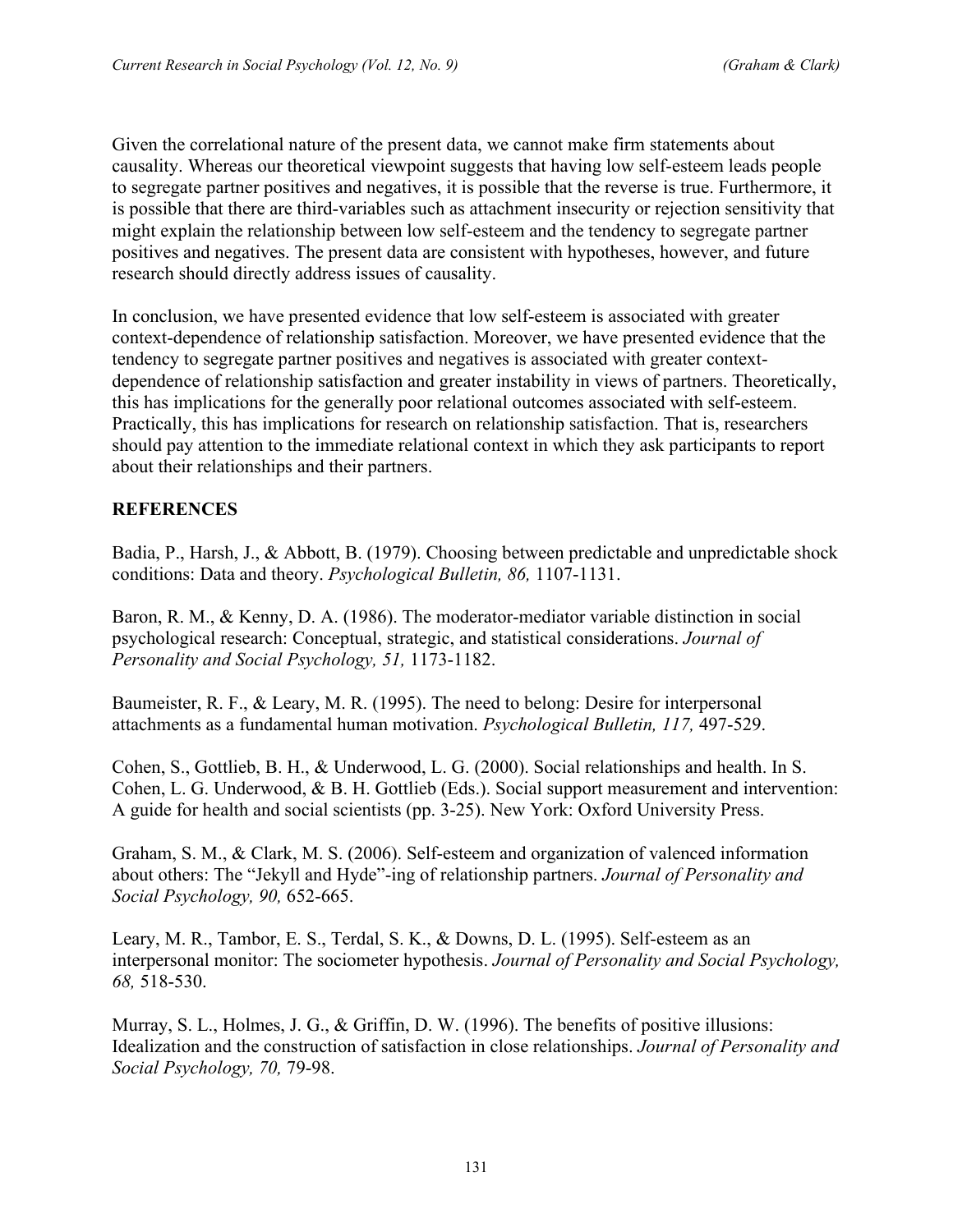Given the correlational nature of the present data, we cannot make firm statements about causality. Whereas our theoretical viewpoint suggests that having low self-esteem leads people to segregate partner positives and negatives, it is possible that the reverse is true. Furthermore, it is possible that there are third-variables such as attachment insecurity or rejection sensitivity that might explain the relationship between low self-esteem and the tendency to segregate partner positives and negatives. The present data are consistent with hypotheses, however, and future research should directly address issues of causality.

In conclusion, we have presented evidence that low self-esteem is associated with greater context-dependence of relationship satisfaction. Moreover, we have presented evidence that the tendency to segregate partner positives and negatives is associated with greater context-dependence of relationship satisfaction and greater instability in views of partners. Theoretically, this has implications for the generally poor relational outcomes associated with self-esteem. Practically, this has implications for research on relationship satisfaction. That is, researchers should pay attention to the immediate relational context in which they ask participants to report about their relationships and their partners.

## REFERENCES

Badia, P., Harsh, J., & Abbott, B. (1979). Choosing between predictable and unpredictable shock conditions: Data and theory. *Psychological Bulletin, 86,* 1107-1131.

Baron, R. M., & Kenny, D. A. (1986). The moderator-mediator variable distinction in social psychological research: Conceptual, strategic, and statistical considerations. *Journal of Personality and Social Psychology, 51,* 1173-1182.

Baumeister, R. F., & Leary, M. R. (1995). The need to belong: Desire for interpersonal attachments as a fundamental human motivation. *Psychological Bulletin, 117,* 497-529.

Cohen, S., Gottlieb, B. H., & Underwood, L. G. (2000). Social relationships and health. In S. Cohen, L. G. Underwood, & B. H. Gottlieb (Eds.). Social support measurement and intervention: A guide for health and social scientists (pp. 3-25). New York: Oxford University Press.

Graham, S. M., & Clark, M. S. (2006). Self-esteem and organization of valenced information about others: The "Jekyll and Hyde"-ing of relationship partners. *Journal of Personality and Social Psychology, 90,* 652-665.

Leary, M. R., Tambor, E. S., Terdal, S. K., & Downs, D. L. (1995). Self-esteem as an interpersonal monitor: The sociometer hypothesis. *Journal of Personality and Social Psychology, 68,* 518-530.

Murray, S. L., Holmes, J. G., & Griffin, D. W. (1996). The benefits of positive illusions: Idealization and the construction of satisfaction in close relationships. *Journal of Personality and Social Psychology, 70,* 79-98.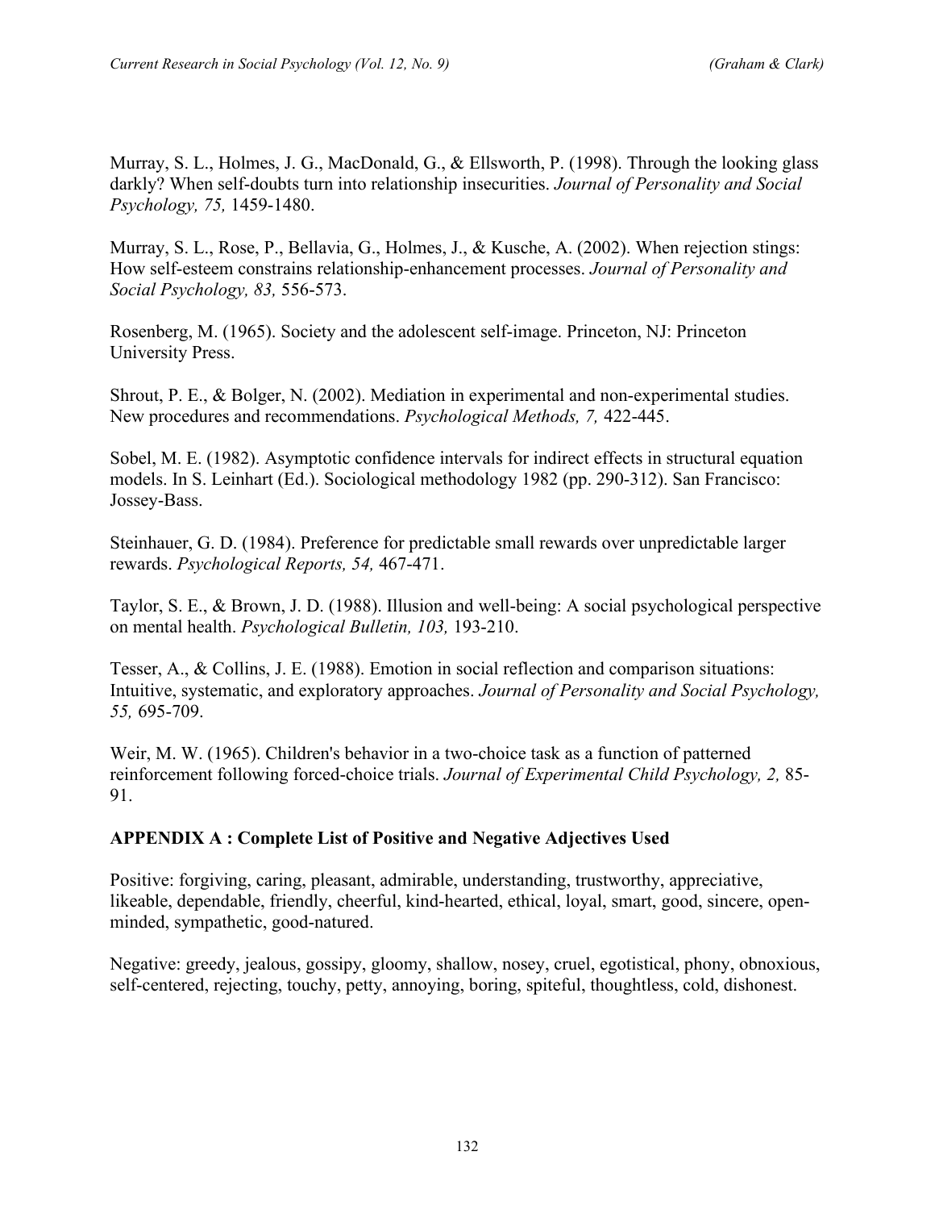Murray, S. L., Holmes, J. G., MacDonald, G., & Ellsworth, P. (1998). Through the looking glass darkly? When self-doubts turn into relationship insecurities. *Journal of Personality and Social Psychology, 75,* 1459-1480.

Murray, S. L., Rose, P., Bellavia, G., Holmes, J., & Kusche, A. (2002). When rejection stings: How self-esteem constrains relationship-enhancement processes. *Journal of Personality and Social Psychology, 83,* 556-573.

Rosenberg, M. (1965). Society and the adolescent self-image. Princeton, NJ: Princeton University Press.

Shrout, P. E., & Bolger, N. (2002). Mediation in experimental and non-experimental studies. New procedures and recommendations. *Psychological Methods, 7,* 422-445.

Sobel, M. E. (1982). Asymptotic confidence intervals for indirect effects in structural equation models. In S. Leinhart (Ed.). Sociological methodology 1982 (pp. 290-312). San Francisco: Jossey-Bass.

Steinhauer, G. D. (1984). Preference for predictable small rewards over unpredictable larger rewards. *Psychological Reports, 54,* 467-471.

Taylor, S. E., & Brown, J. D. (1988). Illusion and well-being: A social psychological perspective on mental health. *Psychological Bulletin, 103,* 193-210.

Tesser, A., & Collins, J. E. (1988). Emotion in social reflection and comparison situations: Intuitive, systematic, and exploratory approaches. *Journal of Personality and Social Psychology, 55,* 695-709.

Weir, M. W. (1965). Children's behavior in a two-choice task as a function of patterned reinforcement following forced-choice trials. *Journal of Experimental Child Psychology, 2,* 85-91.

## APPENDIX A : Complete List of Positive and Negative Adjectives Used

Positive: forgiving, caring, pleasant, admirable, understanding, trustworthy, appreciative, likeable, dependable, friendly, cheerful, kind-hearted, ethical, loyal, smart, good, sincere, open-minded, sympathetic, good-natured.

Negative: greedy, jealous, gossipy, gloomy, shallow, nosey, cruel, egotistical, phony, obnoxious, self-centered, rejecting, touchy, petty, annoying, boring, spiteful, thoughtless, cold, dishonest.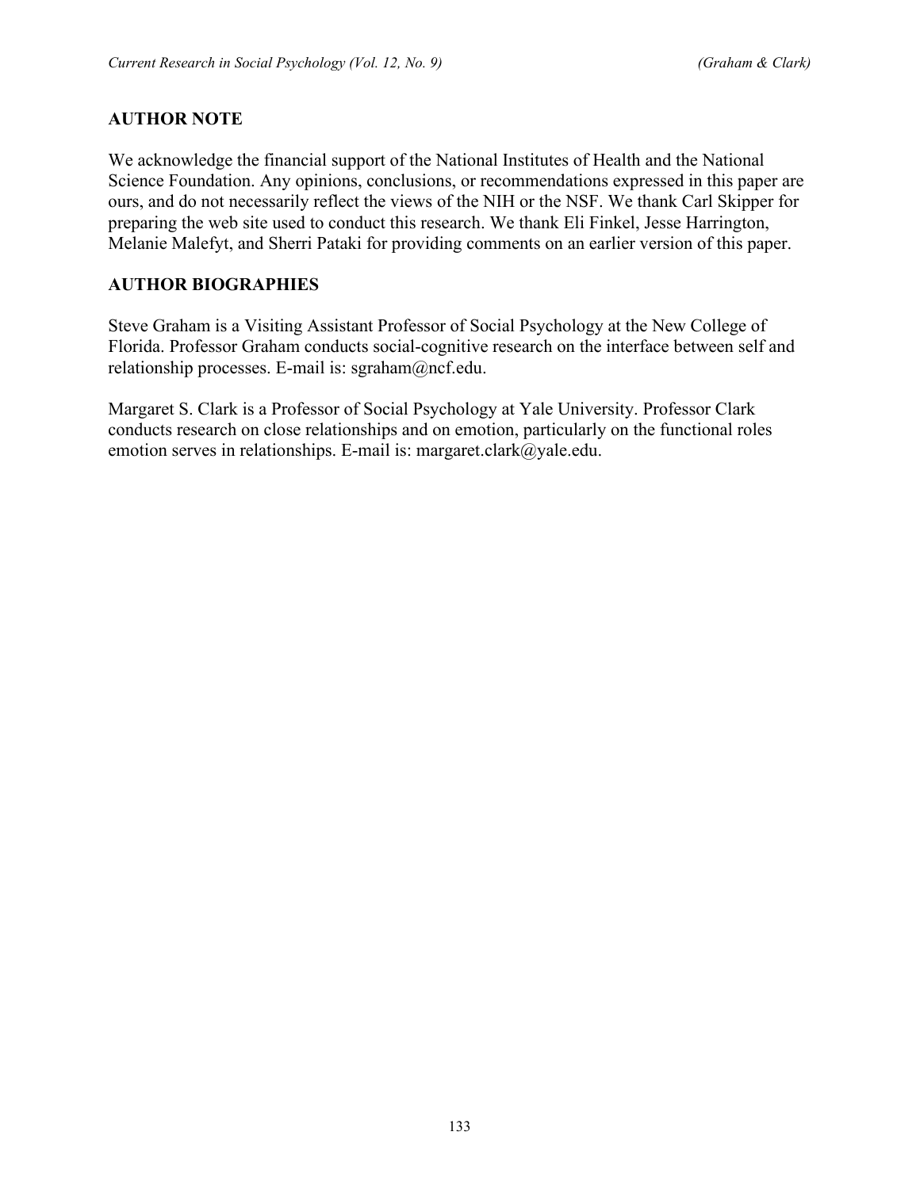## AUTHOR NOTE

We acknowledge the financial support of the National Institutes of Health and the National Science Foundation. Any opinions, conclusions, or recommendations expressed in this paper are ours, and do not necessarily reflect the views of the NIH or the NSF. We thank Carl Skipper for preparing the web site used to conduct this research. We thank Eli Finkel, Jesse Harrington, Melanie Malefyt, and Sherri Pataki for providing comments on an earlier version of this paper.

## AUTHOR BIOGRAPHIES

Steve Graham is a Visiting Assistant Professor of Social Psychology at the New College of Florida. Professor Graham conducts social-cognitive research on the interface between self and relationship processes. E-mail is: sgraham@ncf.edu.

Margaret S. Clark is a Professor of Social Psychology at Yale University. Professor Clark conducts research on close relationships and on emotion, particularly on the functional roles emotion serves in relationships. E-mail is: margaret.clark@yale.edu.